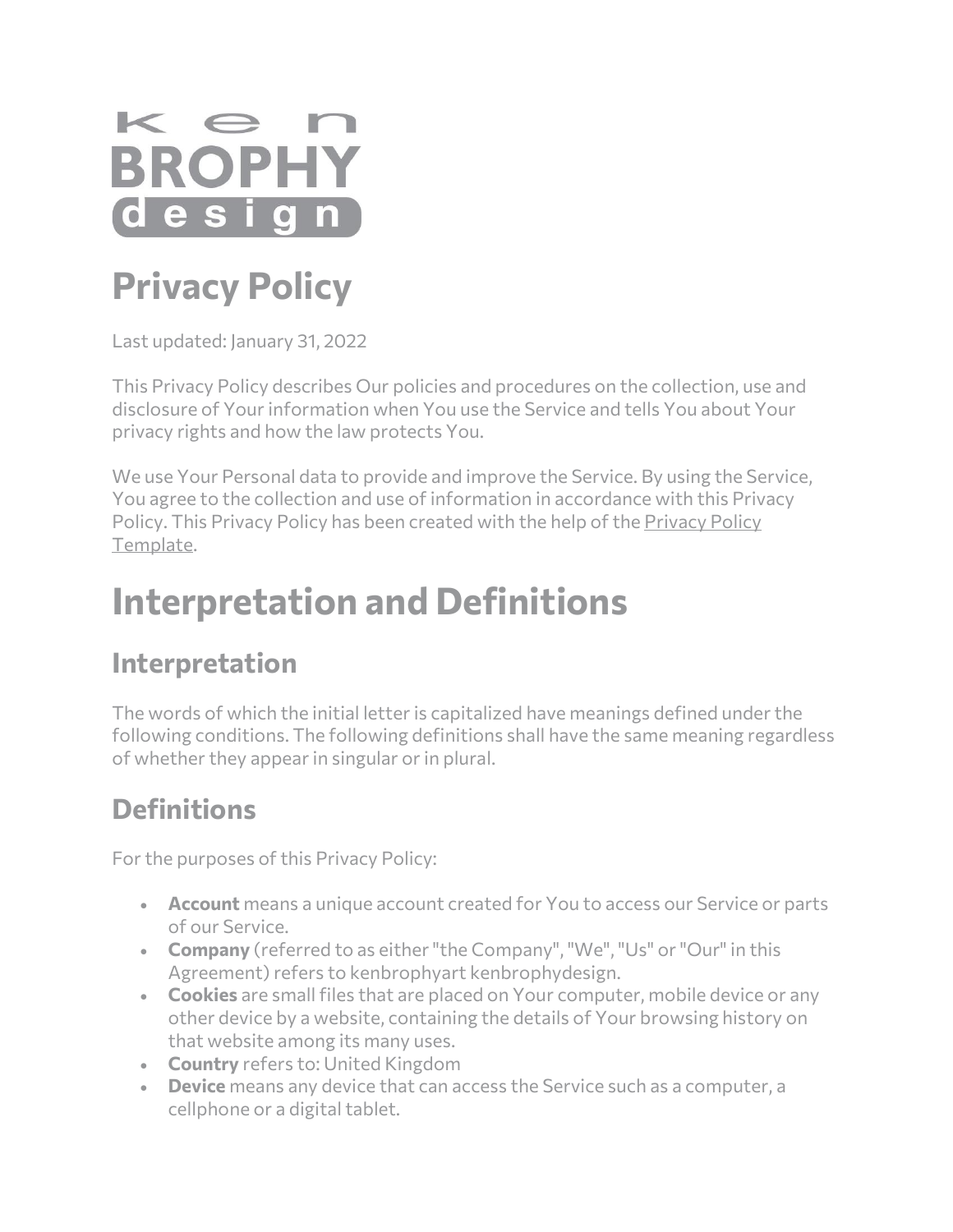ken BROPHY design

# Privacy Policy

Last updated: January 31, 2022

This Privacy Policy describes Our policies and procedures on the collection, use and disclosure of Your information when You use the Service and tells You about Your privacy rights and how the law protects You.

We use Your Personal data to provide and improve the Service. By using the Service, You agree to the collection and use of information in accordance with this Privacy Policy. This Privacy Policy has been created with the help of the Privacy Policy Template.

# Interpretation and Definitions

## Interpretation

The words of which the initial letter is capitalized have meanings defined under the following conditions. The following definitions shall have the same meaning regardless of whether they appear in singular or in plural.

## Definitions

For the purposes of this Privacy Policy:

- **Account** means a unique account created for You to access our Service or parts of our Service.
- **Company** (referred to as either "the Company", "We", "Us" or "Our" in this Agreement) refers to kenbrophyart kenbrophydesign.
- **Cookies** are small files that are placed on Your computer, mobile device or any other device by a website, containing the details of Your browsing history on that website among its many uses.
- **Country** refers to: United Kingdom
- **Device** means any device that can access the Service such as a computer, a cellphone or a digital tablet.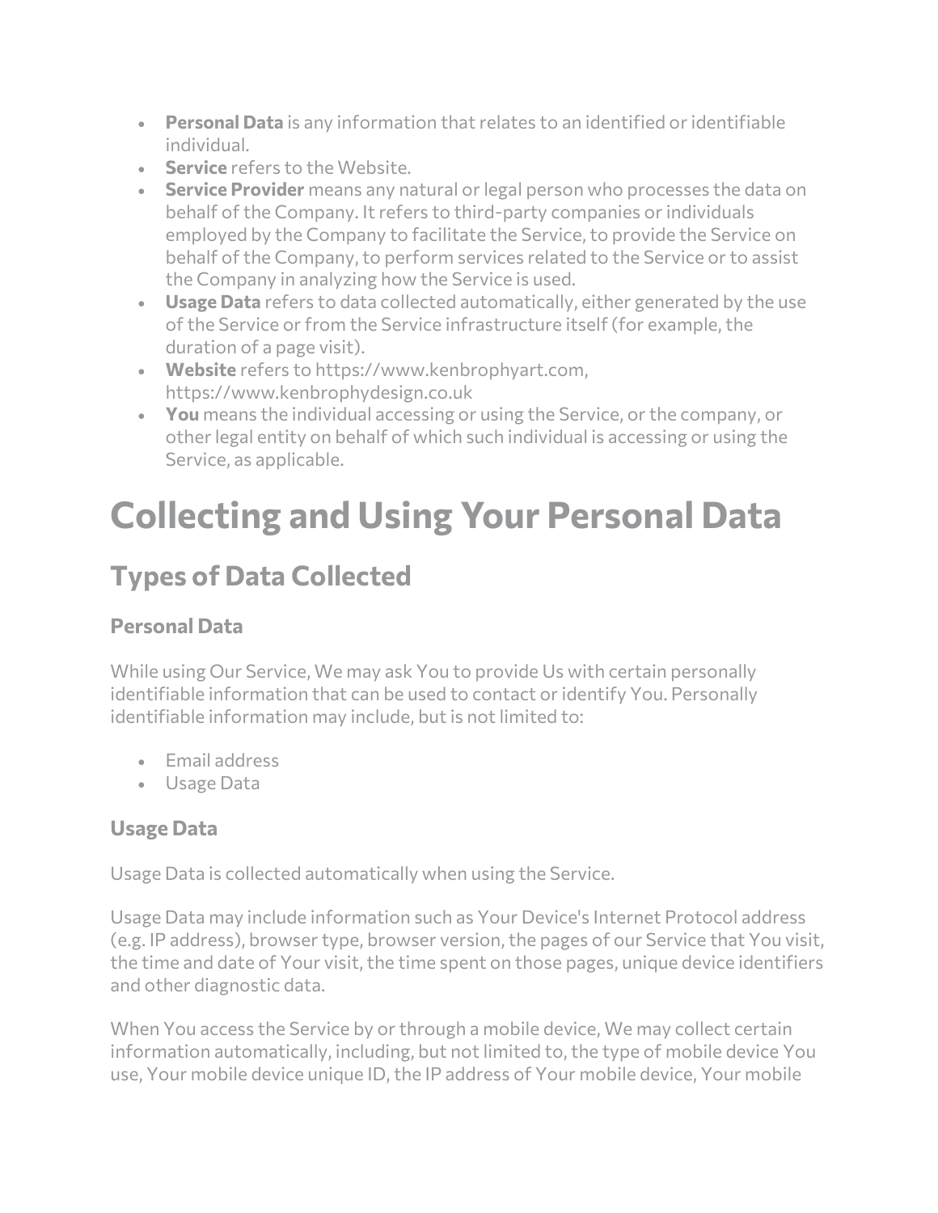- **Personal Data** is any information that relates to an identified or identifiable individual.
- **Service** refers to the Website.
- **Service Provider** means any natural or legal person who processes the data on behalf of the Company. It refers to third-party companies or individuals employed by the Company to facilitate the Service, to provide the Service on behalf of the Company, to perform services related to the Service or to assist the Company in analyzing how the Service is used.
- **Usage Data** refers to data collected automatically, either generated by the use of the Service or from the Service infrastructure itself (for example, the duration of a page visit).
- **Website** refers to https://www.kenbrophyart.com, https://www.kenbrophydesign.co.uk
- **You** means the individual accessing or using the Service, or the company, or other legal entity on behalf of which such individual is accessing or using the Service, as applicable.

# Collecting and Using Your Personal Data

## Types of Data Collected

### Personal Data

While using Our Service, We may ask You to provide Us with certain personally identifiable information that can be used to contact or identify You. Personally identifiable information may include, but is not limited to:

- Email address
- Usage Data

### Usage Data

Usage Data is collected automatically when using the Service.

Usage Data may include information such as Your Device's Internet Protocol address (e.g. IP address), browser type, browser version, the pages of our Service that You visit, the time and date of Your visit, the time spent on those pages, unique device identifiers and other diagnostic data.

When You access the Service by or through a mobile device, We may collect certain information automatically, including, but not limited to, the type of mobile device You use, Your mobile device unique ID, the IP address of Your mobile device, Your mobile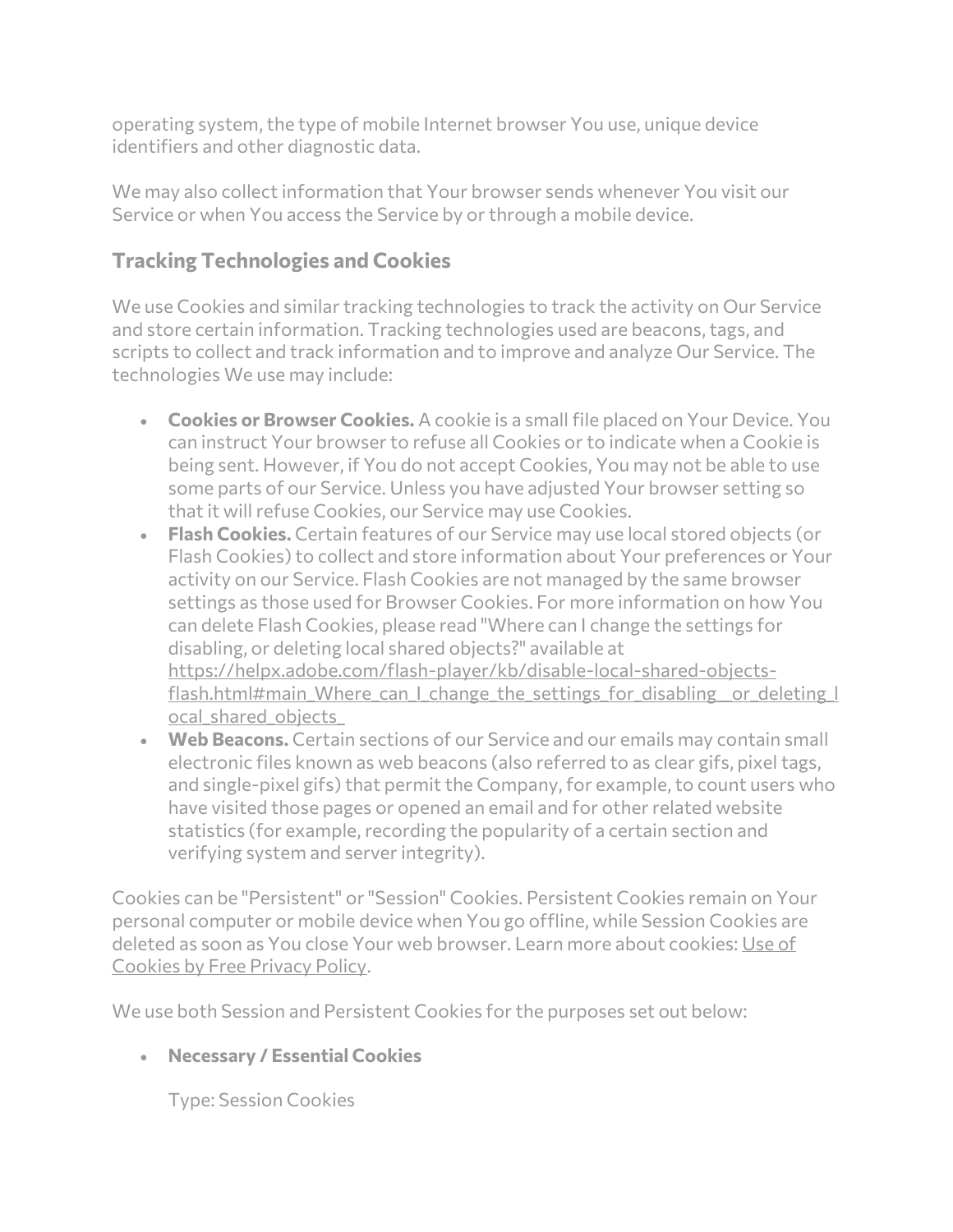operating system, the type of mobile Internet browser You use, unique device identifiers and other diagnostic data.

We may also collect information that Your browser sends whenever You visit our Service or when You access the Service by or through a mobile device.

### Tracking Technologies and Cookies

We use Cookies and similar tracking technologies to track the activity on Our Service and store certain information. Tracking technologies used are beacons, tags, and scripts to collect and track information and to improve and analyze Our Service. The technologies We use may include:

- **Cookies or Browser Cookies.** A cookie is a small file placed on Your Device. You can instruct Your browser to refuse all Cookies or to indicate when a Cookie is being sent. However, if You do not accept Cookies, You may not be able to use some parts of our Service. Unless you have adjusted Your browser setting so that it will refuse Cookies, our Service may use Cookies.
- **Flash Cookies.** Certain features of our Service may use local stored objects (or Flash Cookies) to collect and store information about Your preferences or Your activity on our Service. Flash Cookies are not managed by the same browser settings as those used for Browser Cookies. For more information on how You can delete Flash Cookies, please read "Where can I change the settings for disabling, or deleting local shared objects?" available at [https://helpx.adobe.com/flash-player/kb/disable-local-shared-objects-flash.html#main_Where_can_I_change_the_settings_for_disabling__or_deleting_local_shared_objects_](https://helpx.adobe.com/flash-player/kb/disable-local-shared-objects-flash.html#main_Where_can_I_change_the_settings_for_disabling__or_deleting_local_shared_objects_)
- **Web Beacons.** Certain sections of our Service and our emails may contain small electronic files known as web beacons (also referred to as clear gifs, pixel tags, and single-pixel gifs) that permit the Company, for example, to count users who have visited those pages or opened an email and for other related website statistics (for example, recording the popularity of a certain section and verifying system and server integrity).

Cookies can be "Persistent" or "Session" Cookies. Persistent Cookies remain on Your personal computer or mobile device when You go offline, while Session Cookies are deleted as soon as You close Your web browser. Learn more about cookies: Use of Cookies by Free Privacy Policy.

We use both Session and Persistent Cookies for the purposes set out below:

- **Necessary / Essential Cookies**

  Type: Session Cookies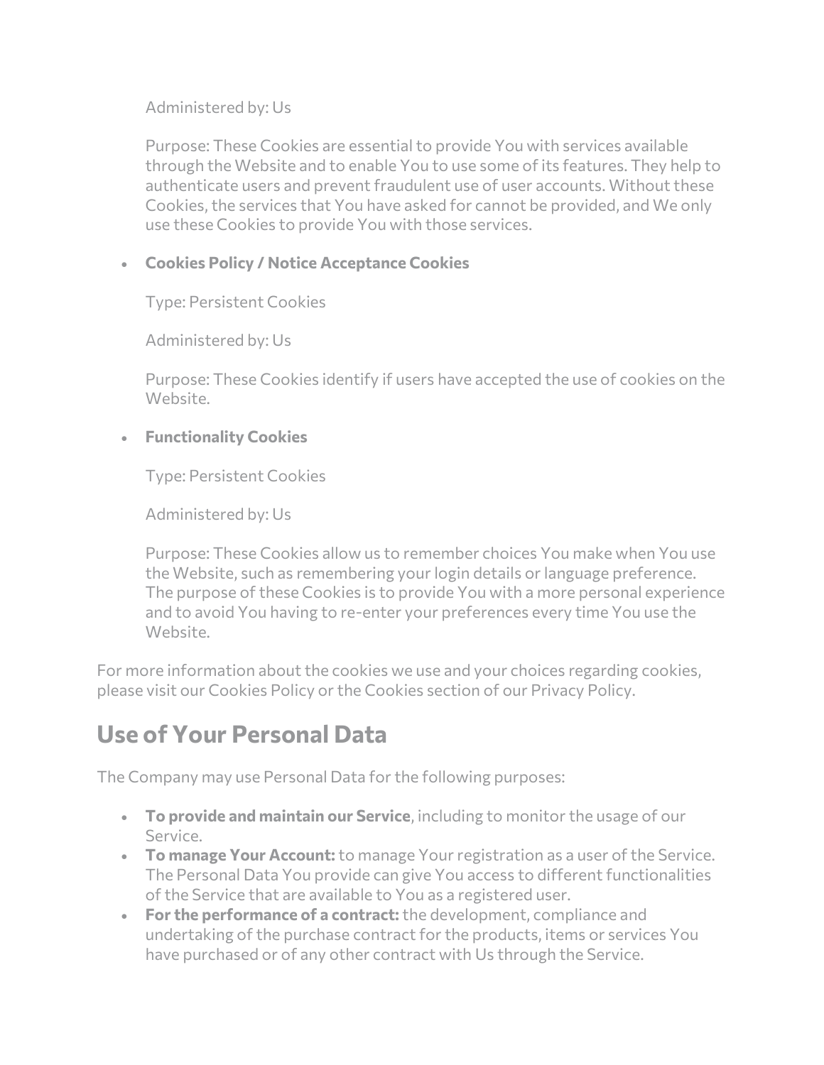Administered by: Us

Purpose: These Cookies are essential to provide You with services available through the Website and to enable You to use some of its features. They help to authenticate users and prevent fraudulent use of user accounts. Without these Cookies, the services that You have asked for cannot be provided, and We only use these Cookies to provide You with those services.

- **Cookies Policy / Notice Acceptance Cookies**

  Type: Persistent Cookies

  Administered by: Us

  Purpose: These Cookies identify if users have accepted the use of cookies on the Website.

- **Functionality Cookies**

  Type: Persistent Cookies

  Administered by: Us

  Purpose: These Cookies allow us to remember choices You make when You use the Website, such as remembering your login details or language preference. The purpose of these Cookies is to provide You with a more personal experience and to avoid You having to re-enter your preferences every time You use the Website.

For more information about the cookies we use and your choices regarding cookies, please visit our Cookies Policy or the Cookies section of our Privacy Policy.

## Use of Your Personal Data

The Company may use Personal Data for the following purposes:

- **To provide and maintain our Service**, including to monitor the usage of our Service.
- **To manage Your Account:** to manage Your registration as a user of the Service. The Personal Data You provide can give You access to different functionalities of the Service that are available to You as a registered user.
- **For the performance of a contract:** the development, compliance and undertaking of the purchase contract for the products, items or services You have purchased or of any other contract with Us through the Service.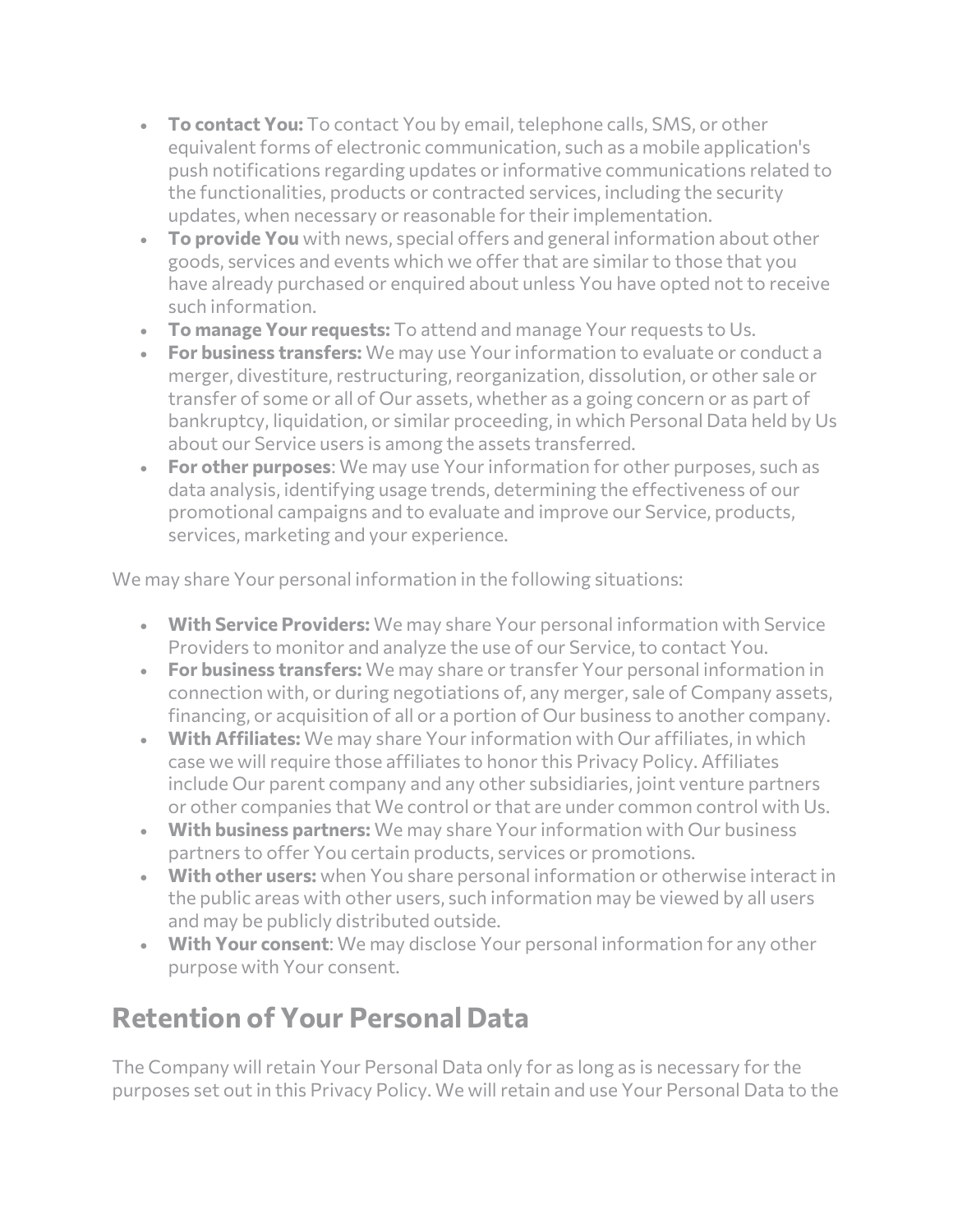- **To contact You:** To contact You by email, telephone calls, SMS, or other equivalent forms of electronic communication, such as a mobile application's push notifications regarding updates or informative communications related to the functionalities, products or contracted services, including the security updates, when necessary or reasonable for their implementation.
- **To provide You** with news, special offers and general information about other goods, services and events which we offer that are similar to those that you have already purchased or enquired about unless You have opted not to receive such information.
- **To manage Your requests:** To attend and manage Your requests to Us.
- **For business transfers:** We may use Your information to evaluate or conduct a merger, divestiture, restructuring, reorganization, dissolution, or other sale or transfer of some or all of Our assets, whether as a going concern or as part of bankruptcy, liquidation, or similar proceeding, in which Personal Data held by Us about our Service users is among the assets transferred.
- **For other purposes**: We may use Your information for other purposes, such as data analysis, identifying usage trends, determining the effectiveness of our promotional campaigns and to evaluate and improve our Service, products, services, marketing and your experience.

We may share Your personal information in the following situations:

- **With Service Providers:** We may share Your personal information with Service Providers to monitor and analyze the use of our Service, to contact You.
- **For business transfers:** We may share or transfer Your personal information in connection with, or during negotiations of, any merger, sale of Company assets, financing, or acquisition of all or a portion of Our business to another company.
- **With Affiliates:** We may share Your information with Our affiliates, in which case we will require those affiliates to honor this Privacy Policy. Affiliates include Our parent company and any other subsidiaries, joint venture partners or other companies that We control or that are under common control with Us.
- **With business partners:** We may share Your information with Our business partners to offer You certain products, services or promotions.
- **With other users:** when You share personal information or otherwise interact in the public areas with other users, such information may be viewed by all users and may be publicly distributed outside.
- **With Your consent**: We may disclose Your personal information for any other purpose with Your consent.

## Retention of Your Personal Data

The Company will retain Your Personal Data only for as long as is necessary for the purposes set out in this Privacy Policy. We will retain and use Your Personal Data to the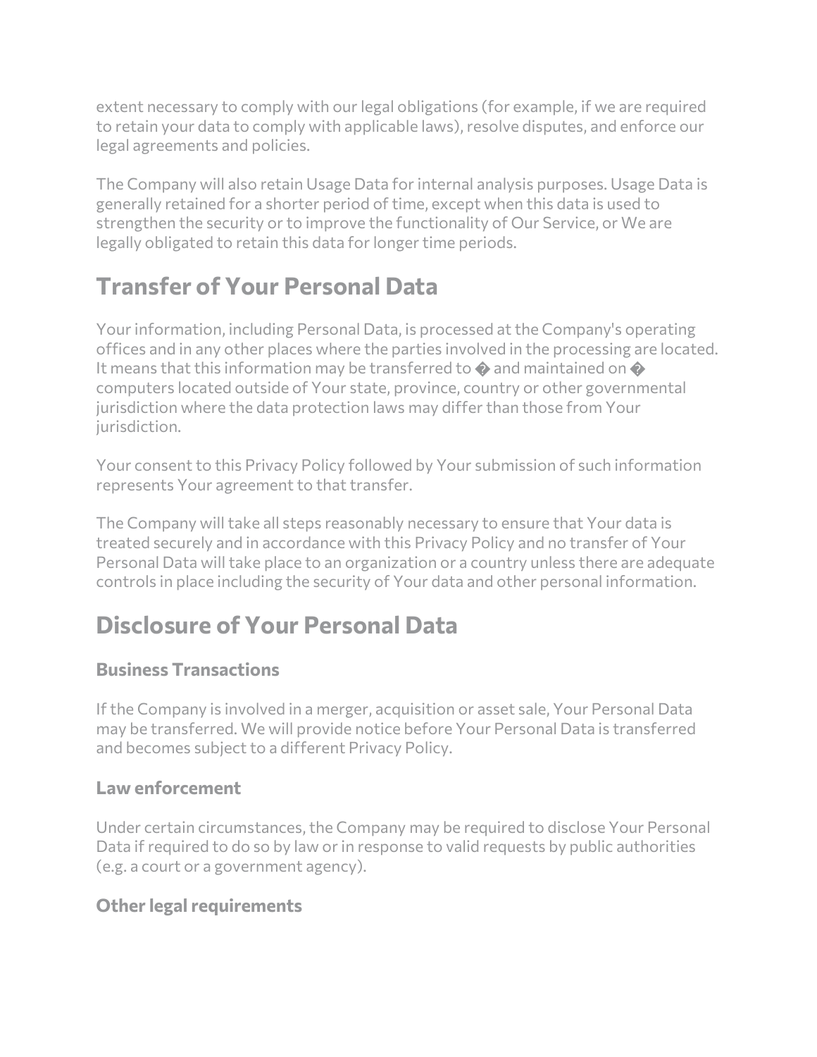extent necessary to comply with our legal obligations (for example, if we are required to retain your data to comply with applicable laws), resolve disputes, and enforce our legal agreements and policies.

The Company will also retain Usage Data for internal analysis purposes. Usage Data is generally retained for a shorter period of time, except when this data is used to strengthen the security or to improve the functionality of Our Service, or We are legally obligated to retain this data for longer time periods.

## Transfer of Your Personal Data

Your information, including Personal Data, is processed at the Company's operating offices and in any other places where the parties involved in the processing are located. It means that this information may be transferred to � and maintained on � computers located outside of Your state, province, country or other governmental jurisdiction where the data protection laws may differ than those from Your jurisdiction.

Your consent to this Privacy Policy followed by Your submission of such information represents Your agreement to that transfer.

The Company will take all steps reasonably necessary to ensure that Your data is treated securely and in accordance with this Privacy Policy and no transfer of Your Personal Data will take place to an organization or a country unless there are adequate controls in place including the security of Your data and other personal information.

## Disclosure of Your Personal Data

### Business Transactions

If the Company is involved in a merger, acquisition or asset sale, Your Personal Data may be transferred. We will provide notice before Your Personal Data is transferred and becomes subject to a different Privacy Policy.

### Law enforcement

Under certain circumstances, the Company may be required to disclose Your Personal Data if required to do so by law or in response to valid requests by public authorities (e.g. a court or a government agency).

### Other legal requirements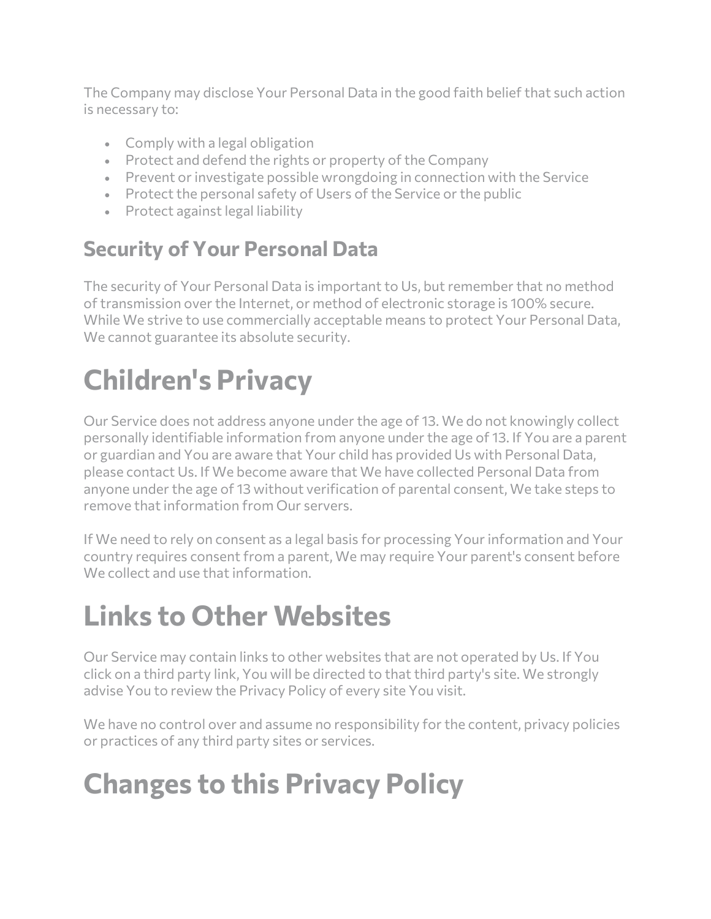The Company may disclose Your Personal Data in the good faith belief that such action is necessary to:

- Comply with a legal obligation
- Protect and defend the rights or property of the Company
- Prevent or investigate possible wrongdoing in connection with the Service
- Protect the personal safety of Users of the Service or the public
- Protect against legal liability

## Security of Your Personal Data

The security of Your Personal Data is important to Us, but remember that no method of transmission over the Internet, or method of electronic storage is 100% secure. While We strive to use commercially acceptable means to protect Your Personal Data, We cannot guarantee its absolute security.

# Children's Privacy

Our Service does not address anyone under the age of 13. We do not knowingly collect personally identifiable information from anyone under the age of 13. If You are a parent or guardian and You are aware that Your child has provided Us with Personal Data, please contact Us. If We become aware that We have collected Personal Data from anyone under the age of 13 without verification of parental consent, We take steps to remove that information from Our servers.

If We need to rely on consent as a legal basis for processing Your information and Your country requires consent from a parent, We may require Your parent's consent before We collect and use that information.

# Links to Other Websites

Our Service may contain links to other websites that are not operated by Us. If You click on a third party link, You will be directed to that third party's site. We strongly advise You to review the Privacy Policy of every site You visit.

We have no control over and assume no responsibility for the content, privacy policies or practices of any third party sites or services.

# Changes to this Privacy Policy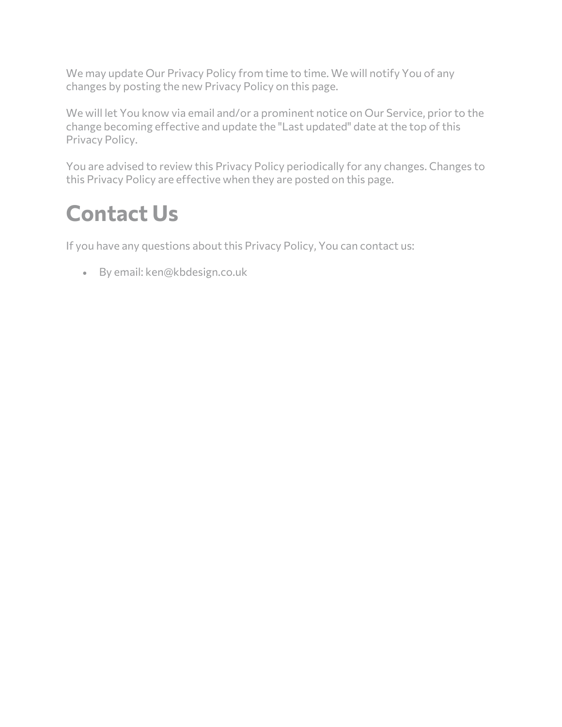We may update Our Privacy Policy from time to time. We will notify You of any changes by posting the new Privacy Policy on this page.

We will let You know via email and/or a prominent notice on Our Service, prior to the change becoming effective and update the "Last updated" date at the top of this Privacy Policy.

You are advised to review this Privacy Policy periodically for any changes. Changes to this Privacy Policy are effective when they are posted on this page.

# Contact Us

If you have any questions about this Privacy Policy, You can contact us:

- By email: ken@kbdesign.co.uk